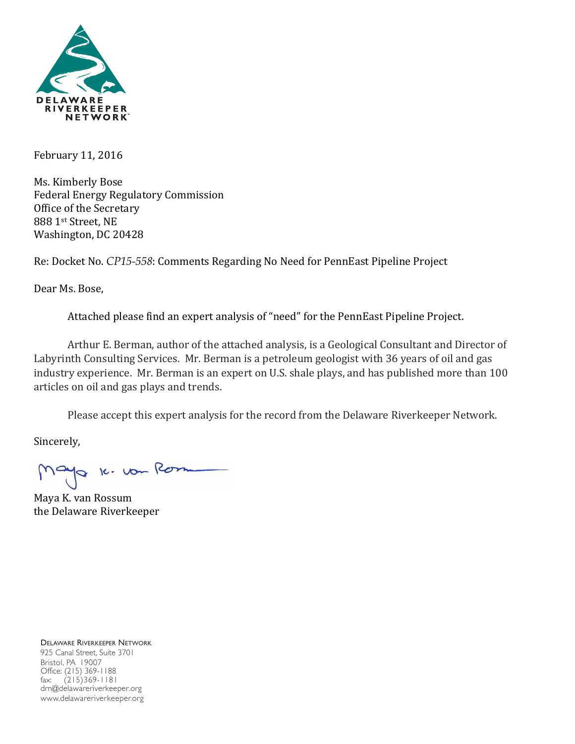DELAWARE RIVERKEEPER NETWORK

February 11, 2016

Ms. Kimberly Bose
Federal Energy Regulatory Commission
Office of the Secretary
888 1st Street, NE
Washington, DC 20428

Re: Docket No. *CP15-558*: Comments Regarding No Need for PennEast Pipeline Project

Dear Ms. Bose,

Attached please find an expert analysis of "need" for the PennEast Pipeline Project.

Arthur E. Berman, author of the attached analysis, is a Geological Consultant and Director of Labyrinth Consulting Services. Mr. Berman is a petroleum geologist with 36 years of oil and gas industry experience. Mr. Berman is an expert on U.S. shale plays, and has published more than 100 articles on oil and gas plays and trends.

Please accept this expert analysis for the record from the Delaware Riverkeeper Network.

Sincerely,

Maya K. van Rossum
the Delaware Riverkeeper

DELAWARE RIVERKEEPER NETWORK
925 Canal Street, Suite 3701
Bristol, PA 19007
Office: (215) 369-1188
fax: (215)369-1181
drn@delawareriverkeeper.org
www.delawareriverkeeper.org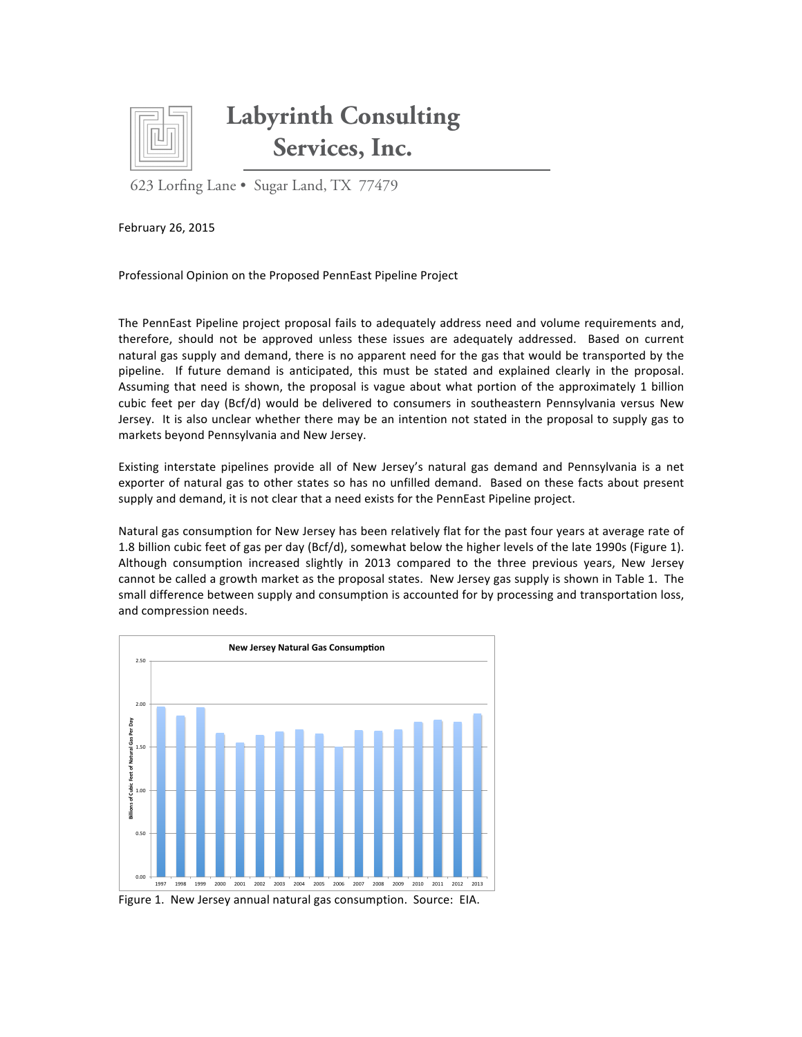# Labyrinth Consulting Services, Inc.

623 Lorfing Lane • Sugar Land, TX 77479

February 26, 2015

Professional Opinion on the Proposed PennEast Pipeline Project

The PennEast Pipeline project proposal fails to adequately address need and volume requirements and, therefore, should not be approved unless these issues are adequately addressed. Based on current natural gas supply and demand, there is no apparent need for the gas that would be transported by the pipeline. If future demand is anticipated, this must be stated and explained clearly in the proposal. Assuming that need is shown, the proposal is vague about what portion of the approximately 1 billion cubic feet per day (Bcf/d) would be delivered to consumers in southeastern Pennsylvania versus New Jersey. It is also unclear whether there may be an intention not stated in the proposal to supply gas to markets beyond Pennsylvania and New Jersey.

Existing interstate pipelines provide all of New Jersey's natural gas demand and Pennsylvania is a net exporter of natural gas to other states so has no unfilled demand. Based on these facts about present supply and demand, it is not clear that a need exists for the PennEast Pipeline project.

Natural gas consumption for New Jersey has been relatively flat for the past four years at average rate of 1.8 billion cubic feet of gas per day (Bcf/d), somewhat below the higher levels of the late 1990s (Figure 1). Although consumption increased slightly in 2013 compared to the three previous years, New Jersey cannot be called a growth market as the proposal states. New Jersey gas supply is shown in Table 1. The small difference between supply and consumption is accounted for by processing and transportation loss, and compression needs.

Figure 1. New Jersey annual natural gas consumption. Source: EIA.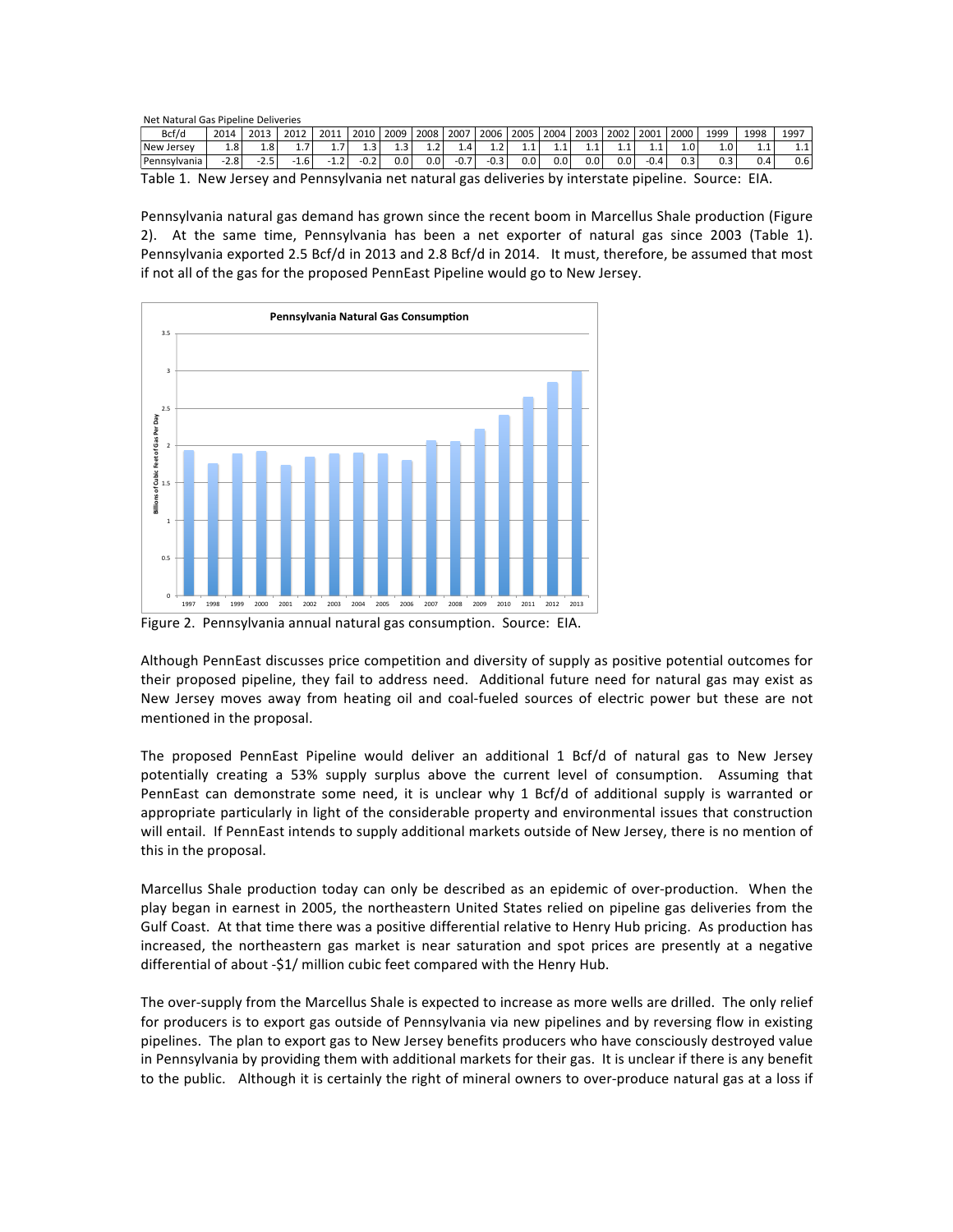Net Natural Gas Pipeline Deliveries

| Bcf/d | 2014 | 2013 | 2012 | 2011 | 2010 | 2009 | 2008 | 2007 | 2006 | 2005 | 2004 | 2003 | 2002 | 2001 | 2000 | 1999 | 1998 | 1997 |
|---|---|---|---|---|---|---|---|---|---|---|---|---|---|---|---|---|---|---|
| New Jersey | 1.8 | 1.8 | 1.7 | 1.7 | 1.3 | 1.3 | 1.2 | 1.4 | 1.2 | 1.1 | 1.1 | 1.1 | 1.1 | 1.1 | 1.0 | 1.0 | 1.1 | 1.1 |
| Pennsylvania | -2.8 | -2.5 | -1.6 | -1.2 | -0.2 | 0.0 | 0.0 | -0.7 | -0.3 | 0.0 | 0.0 | 0.0 | 0.0 | -0.4 | 0.3 | 0.3 | 0.4 | 0.6 |

Table 1. New Jersey and Pennsylvania net natural gas deliveries by interstate pipeline. Source: EIA.

Pennsylvania natural gas demand has grown since the recent boom in Marcellus Shale production (Figure 2). At the same time, Pennsylvania has been a net exporter of natural gas since 2003 (Table 1). Pennsylvania exported 2.5 Bcf/d in 2013 and 2.8 Bcf/d in 2014. It must, therefore, be assumed that most if not all of the gas for the proposed PennEast Pipeline would go to New Jersey.

Figure 2. Pennsylvania annual natural gas consumption. Source: EIA.

Although PennEast discusses price competition and diversity of supply as positive potential outcomes for their proposed pipeline, they fail to address need. Additional future need for natural gas may exist as New Jersey moves away from heating oil and coal-fueled sources of electric power but these are not mentioned in the proposal.

The proposed PennEast Pipeline would deliver an additional 1 Bcf/d of natural gas to New Jersey potentially creating a 53% supply surplus above the current level of consumption. Assuming that PennEast can demonstrate some need, it is unclear why 1 Bcf/d of additional supply is warranted or appropriate particularly in light of the considerable property and environmental issues that construction will entail. If PennEast intends to supply additional markets outside of New Jersey, there is no mention of this in the proposal.

Marcellus Shale production today can only be described as an epidemic of over-production. When the play began in earnest in 2005, the northeastern United States relied on pipeline gas deliveries from the Gulf Coast. At that time there was a positive differential relative to Henry Hub pricing. As production has increased, the northeastern gas market is near saturation and spot prices are presently at a negative differential of about -$1/ million cubic feet compared with the Henry Hub.

The over-supply from the Marcellus Shale is expected to increase as more wells are drilled. The only relief for producers is to export gas outside of Pennsylvania via new pipelines and by reversing flow in existing pipelines. The plan to export gas to New Jersey benefits producers who have consciously destroyed value in Pennsylvania by providing them with additional markets for their gas. It is unclear if there is any benefit to the public. Although it is certainly the right of mineral owners to over-produce natural gas at a loss if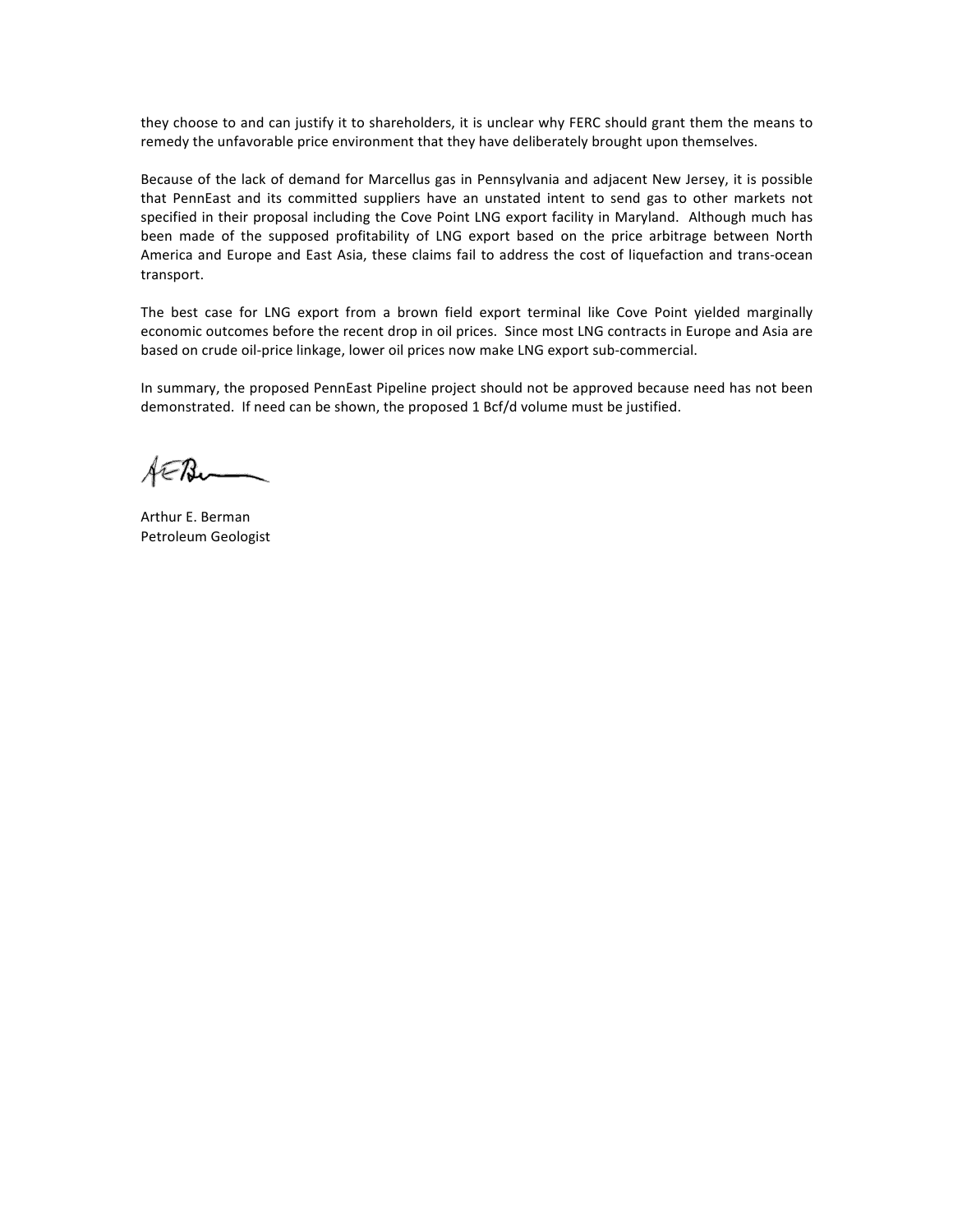they choose to and can justify it to shareholders, it is unclear why FERC should grant them the means to remedy the unfavorable price environment that they have deliberately brought upon themselves.

Because of the lack of demand for Marcellus gas in Pennsylvania and adjacent New Jersey, it is possible that PennEast and its committed suppliers have an unstated intent to send gas to other markets not specified in their proposal including the Cove Point LNG export facility in Maryland. Although much has been made of the supposed profitability of LNG export based on the price arbitrage between North America and Europe and East Asia, these claims fail to address the cost of liquefaction and trans-ocean transport.

The best case for LNG export from a brown field export terminal like Cove Point yielded marginally economic outcomes before the recent drop in oil prices. Since most LNG contracts in Europe and Asia are based on crude oil-price linkage, lower oil prices now make LNG export sub-commercial.

In summary, the proposed PennEast Pipeline project should not be approved because need has not been demonstrated. If need can be shown, the proposed 1 Bcf/d volume must be justified.

Arthur E. Berman  
Petroleum Geologist